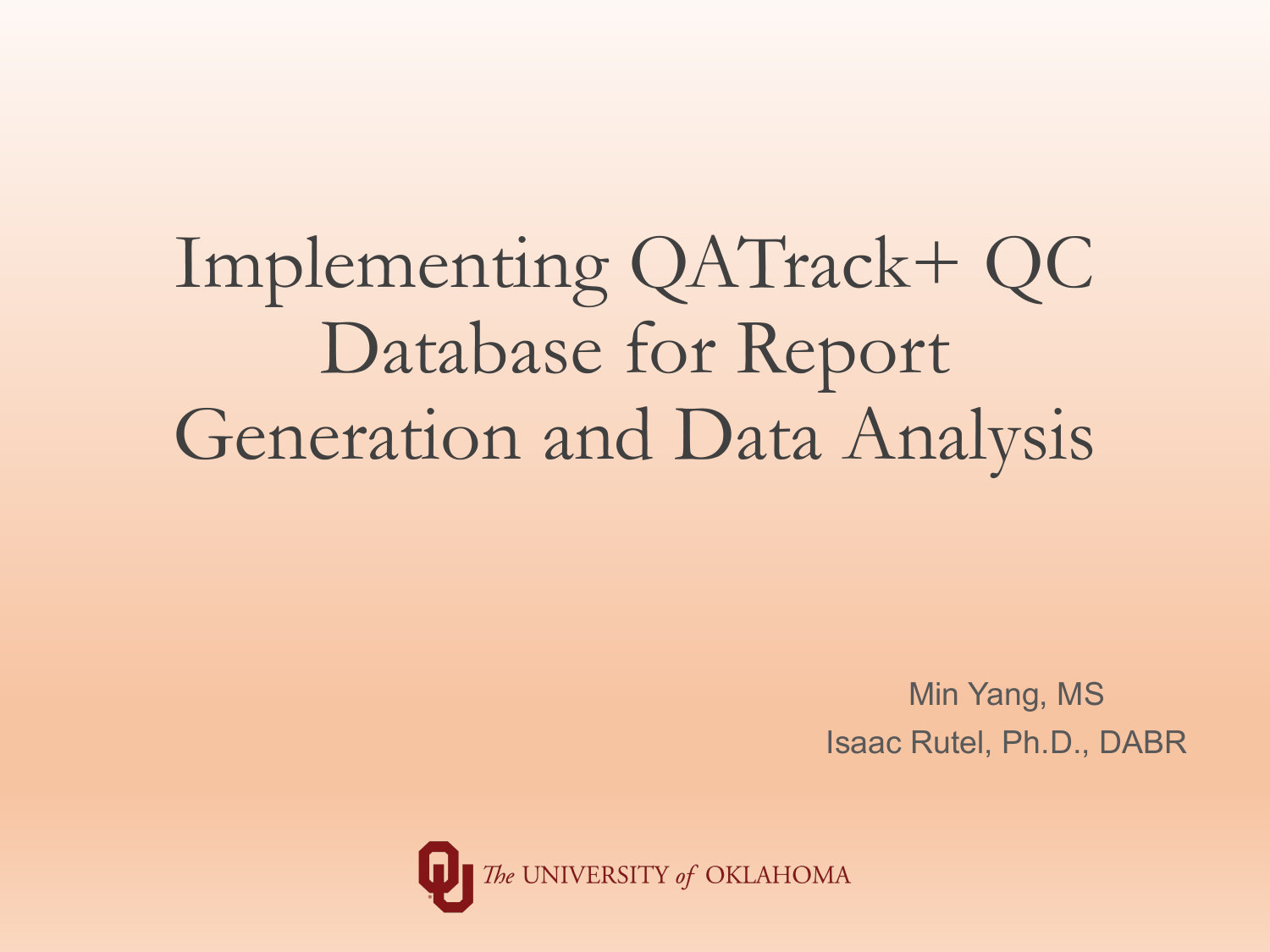# Implementing QATrack+ QC Database for Report Generation and Data Analysis

Min Yang, MS

Isaac Rutel, Ph.D., DABR

The UNIVERSITY of OKLAHOMA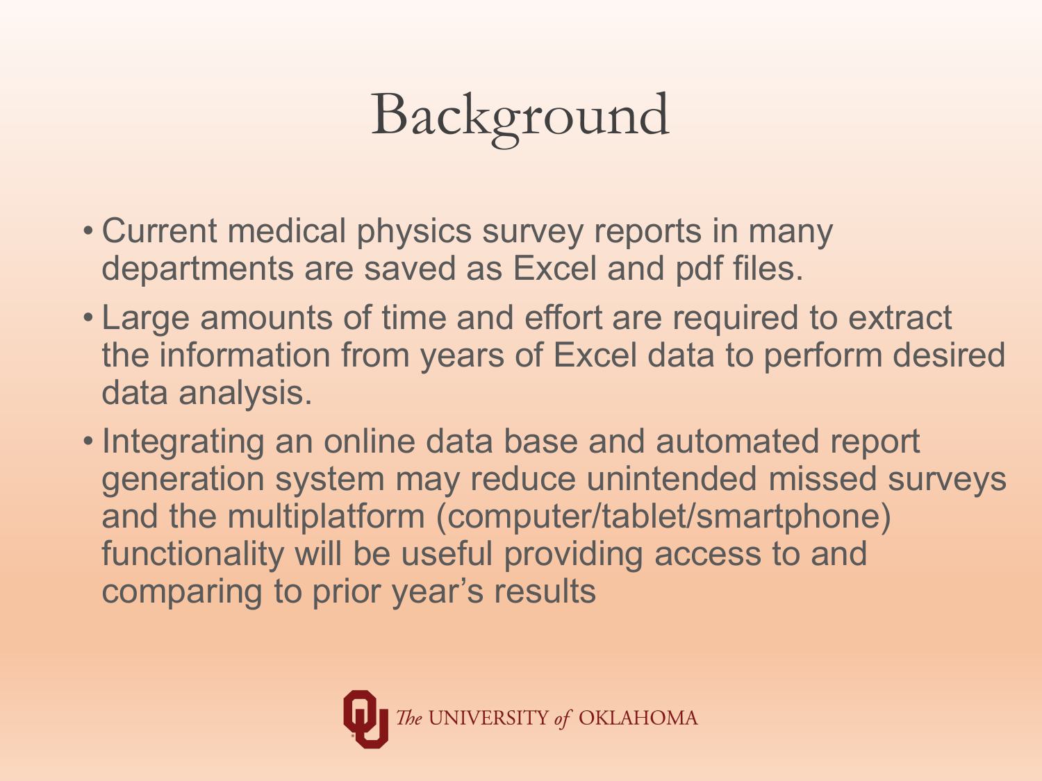# Background

- Current medical physics survey reports in many departments are saved as Excel and pdf files.
- Large amounts of time and effort are required to extract the information from years of Excel data to perform desired data analysis.
- Integrating an online data base and automated report generation system may reduce unintended missed surveys and the multiplatform (computer/tablet/smartphone) functionality will be useful providing access to and comparing to prior year's results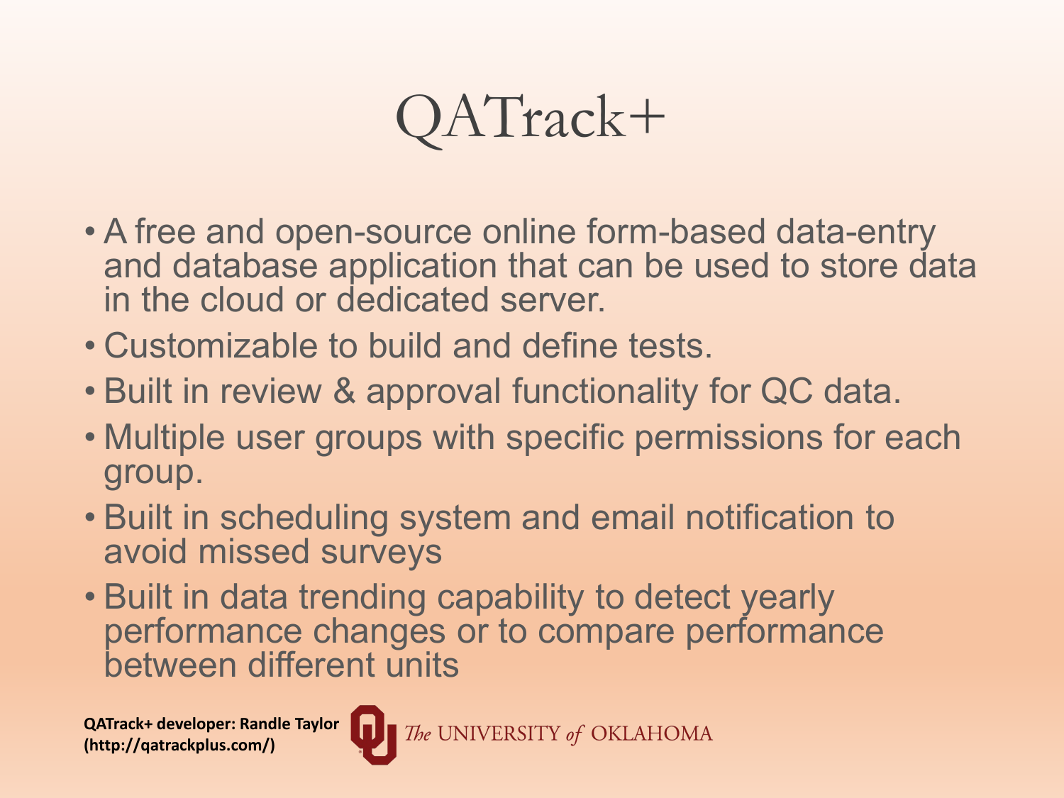# QATrack+

- A free and open-source online form-based data-entry and database application that can be used to store data in the cloud or dedicated server.
- Customizable to build and define tests.
- Built in review & approval functionality for QC data.
- Multiple user groups with specific permissions for each group.
- Built in scheduling system and email notification to avoid missed surveys
- Built in data trending capability to detect yearly performance changes or to compare performance between different units

**QATrack+ developer: Randle Taylor (http://qatrackplus.com/)**

The UNIVERSITY of OKLAHOMA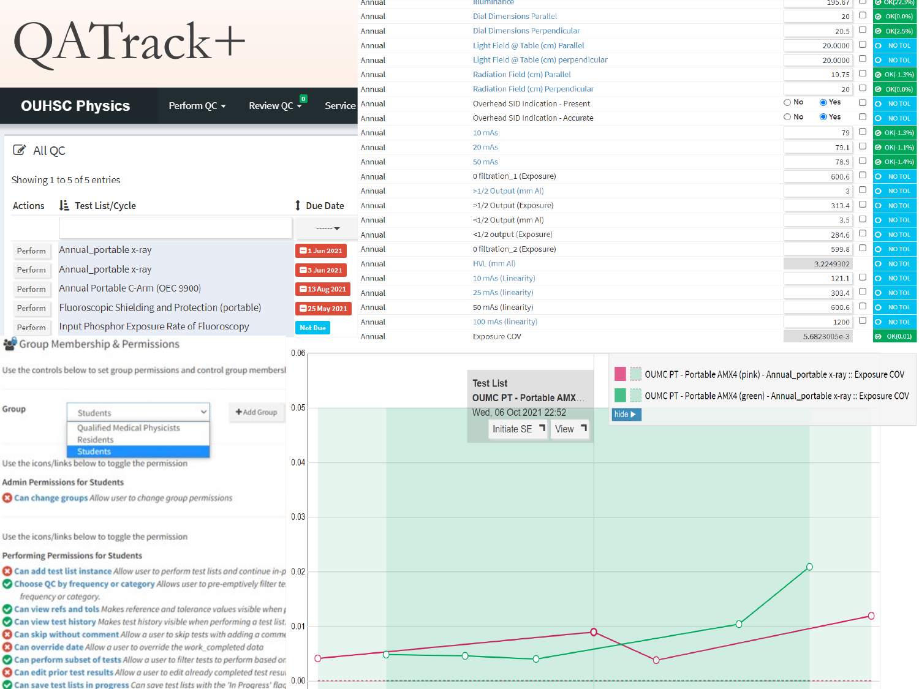# QATrack+

**OUHSC Physics** | Perform QC ▾ | Review QC [0] ▾ | Service

## All QC

Showing 1 to 5 of 5 entries

| Actions | Test List/Cycle | Due Date |
|---|---|---|
| Perform | Annual_portable x-ray | 1 Jun 2021 |
| Perform | Annual_portable x-ray | 3 Jun 2021 |
| Perform | Annual Portable C-Arm (OEC 9900) | 13 Aug 2021 |
| Perform | Fluoroscopic Shielding and Protection (portable) | 25 May 2021 |
| Perform | Input Phosphor Exposure Rate of Fluoroscopy | Not Due |

| Frequency | Test | Value | Status |
|---|---|---|---|
| Annual | Illuminance | 195.67 | OK(22.3%) |
| Annual | Dial Dimensions Parallel | 20 | OK(0.0%) |
| Annual | Dial Dimensions Perpendicular | 20.5 | OK(2.5%) |
| Annual | Light Field @ Table (cm) Parallel | 20.0000 | NO TOL |
| Annual | Light Field @ Table (cm) perpendicular | 20.0000 | NO TOL |
| Annual | Radiation Field (cm) Parallel | 19.75 | OK(-1.3%) |
| Annual | Radiation Field (cm) Perpendicular | 20 | OK(0.0%) |
| Annual | Overhead SID Indication - Present | ○ No ◉ Yes | NO TOL |
| Annual | Overhead SID Indication - Accurate | ○ No ◉ Yes | NO TOL |
| Annual | 10 mAs | 79 | OK(-1.3%) |
| Annual | 20 mAs | 79.1 | OK(-1.1%) |
| Annual | 50 mAs | 78.9 | OK(-1.4%) |
| Annual | 0 filtration_1 (Exposure) | 600.6 | NO TOL |
| Annual | >1/2 Output (mm Al) | 3 | NO TOL |
| Annual | >1/2 Output (Exposure) | 313.4 | NO TOL |
| Annual | <1/2 Output (mm Al) | 3.5 | NO TOL |
| Annual | <1/2 output (Exposure) | 284.6 | NO TOL |
| Annual | 0 filtration_2 (Exposure) | 599.8 | NO TOL |
| Annual | HVL (mm Al) | 3.2249302 | NO TOL |
| Annual | 10 mAs (Linearity) | 121.1 | NO TOL |
| Annual | 25 mAs (linearity) | 303.4 | NO TOL |
| Annual | 50 mAs (linearity) | 600.6 | NO TOL |
| Annual | 100 mAs (linearity) | 1200 | NO TOL |
| Annual | Exposure COV | 5.6823005e-3 | OK(0.01) |

## Group Membership & Permissions

Use the controls below to set group permissions and control group members

Group: Students (Qualified Medical Physicists, Residents, Students) | + Add Group

Use the icons/links below to toggle the permission

**Admin Permissions for Students**

- ✖ **Can change groups** *Allow user to change group permissions*

Use the icons/links below to toggle the permission

**Performing Permissions for Students**

- ✖ **Can add test list instance** *Allow user to perform test lists and continue in-p*
- ✔ **Choose QC by frequency or category** *Allows user to pre-emptively filter te frequency or category.*
- ✔ **Can view refs and tols** *Makes reference and tolerance values visible when p*
- ✔ **Can view test history** *Makes test history visible when performing a test list.*
- ✖ **Can skip without comment** *Allow a user to skip tests with adding a comme*
- ✖ **Can override date** *Allow a user to override the work_completed data*
- ✔ **Can perform subset of tests** *Allow a user to filter tests to perform based on*
- ✖ **Can edit prior test results** *Allow a user to edit already completed test resu*
- ✔ **Can save test lists in progress** *Can save test lists with the 'In Progress' flag*

Test List: OUMC PT - Portable AMX... Wed, 06 Oct 2021 22:52 | Initiate SE | View

- OUMC PT - Portable AMX4 (pink) - Annual_portable x-ray :: Exposure COV
- OUMC PT - Portable AMX4 (green) - Annual_portable x-ray :: Exposure COV

hide ▶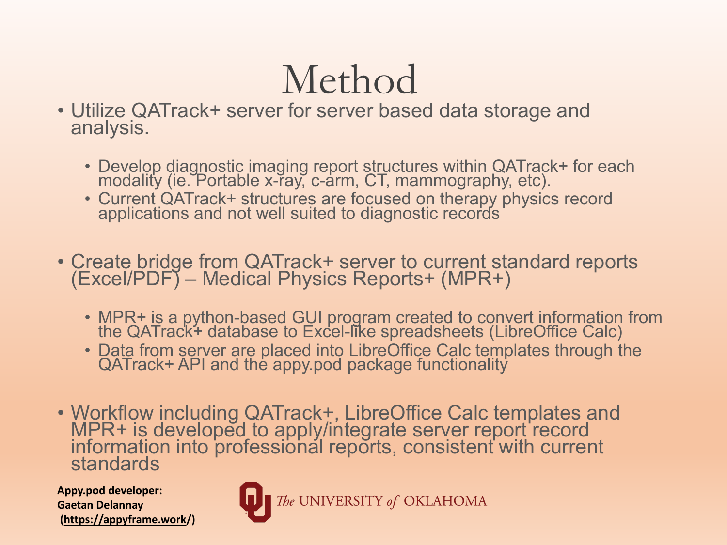# Method

- Utilize QATrack+ server for server based data storage and analysis.
  - Develop diagnostic imaging report structures within QATrack+ for each modality (ie. Portable x-ray, c-arm, CT, mammography, etc).
  - Current QATrack+ structures are focused on therapy physics record applications and not well suited to diagnostic records

- Create bridge from QATrack+ server to current standard reports (Excel/PDF) – Medical Physics Reports+ (MPR+)
  - MPR+ is a python-based GUI program created to convert information from the QATrack+ database to Excel-like spreadsheets (LibreOffice Calc)
  - Data from server are placed into LibreOffice Calc templates through the QATrack+ API and the appy.pod package functionality

- Workflow including QATrack+, LibreOffice Calc templates and MPR+ is developed to apply/integrate server report record information into professional reports, consistent with current standards

**Appy.pod developer:**
**Gaetan Delannay**
**(https://appyframe.work/)**

The UNIVERSITY of OKLAHOMA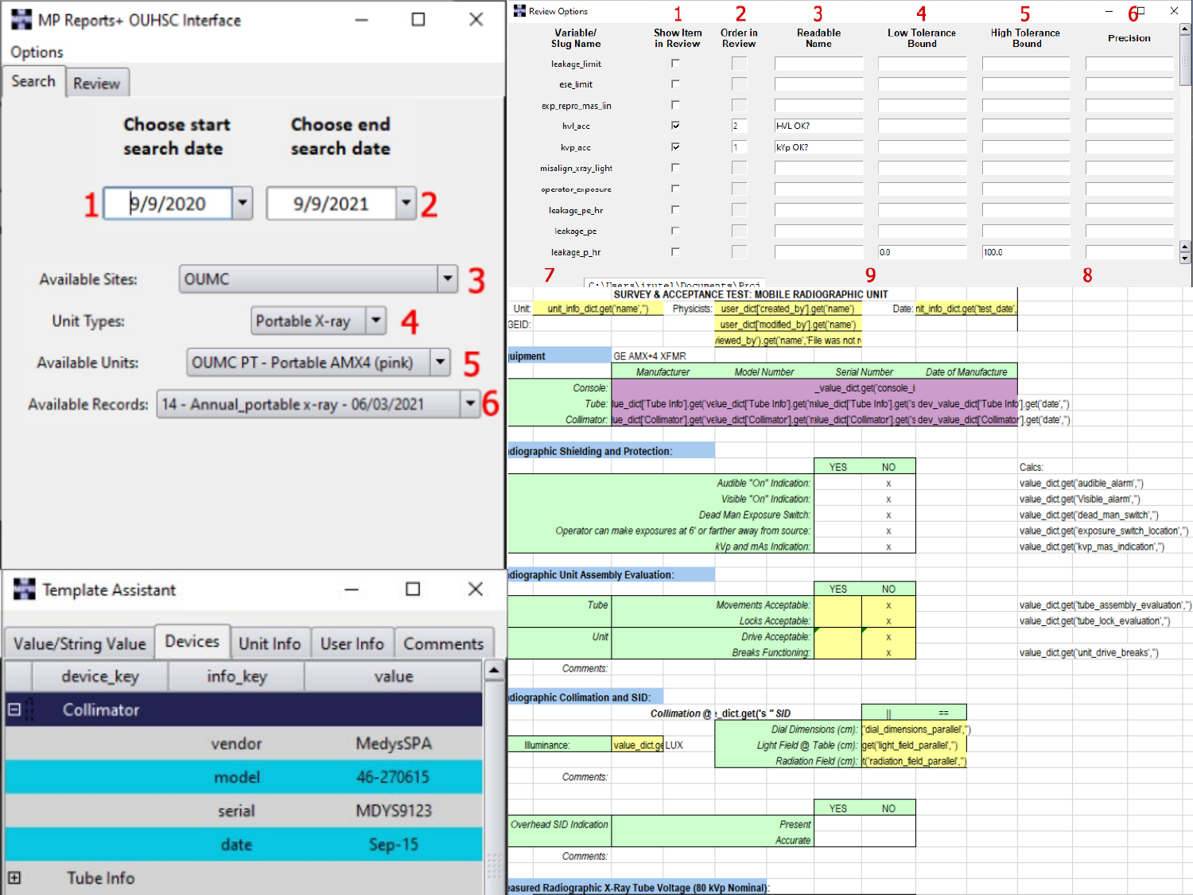MP Reports+ OUHSC Interface

Options

Search | Review

Choose start search date | Choose end search date

1 9/9/2020 | 9/9/2021 2

Available Sites: OUMC 3

Unit Types: Portable X-ray 4

Available Units: OUMC PT - Portable AMX4 (pink) 5

Available Records: 14 - Annual_portable x-ray - 06/03/2021 6

Review Options

| Variable/ Slug Name | Show Item in Review (1) | Order in Review (2) | Readable Name (3) | Low Tolerance Bound (4) | High Tolerance Bound (5) | Precision (6) |
|---|---|---|---|---|---|---|
| leakage_limit | | | | | | |
| ese_limit | | | | | | |
| exp_repro_mas_lin | | | | | | |
| hvl_acc | ☑ | 2 | HVL OK? | | | |
| kvp_acc | ☑ | 1 | kVp OK? | | | |
| misalign_xray_light | | | | | | |
| operator_exposure | | | | | | |
| leakage_pe_hr | | | | | | |
| leakage_pe | | | | | | |
| leakage_p_hr | | | | 0.0 | 100.0 | |

7 9 8

Template Assistant

Value/String Value | Devices | Unit Info | User Info | Comments

| device_key | info_key | value |
|---|---|---|
| Collimator | | |
| | vendor | MedysSPA |
| | model | 46-270615 |
| | serial | MDYS9123 |
| | date | Sep-15 |
| Tube Info | | |

SURVEY & ACCEPTANCE TEST: MOBILE RADIOGRAPHIC UNIT

Unit: unit_info_dict.get('name','') Physicists: user_dict['created_by'].get('name') user_dict['modified_by'].get('name') iewed_by').get('name','File was not r Date: nit_info_dict.get('test_date'

GEID:

quipment: GE AMX+4 XFMR

| | Manufacturer | Model Number | Serial Number | Date of Manufacture |
|---|---|---|---|---|
| Console: | _value_dict.get('console_i | | | |
| Tube: | lue_dict['Tube Info'].get('value_dict['Tube Info'].get('nalue_dict['Tube Info'].get('s dev_value_dict['Tube Info'].get('date','') | | | |
| Collimator: | lue_dict['Collimator'].get('value_dict['Collimator'].get('nalue_dict['Collimator'].get('s dev_value_dict['Collimator'].get('date','') | | | |

adiographic Shielding and Protection:

| | YES | NO | Calcs: |
|---|---|---|---|
| Audible "On" Indication: | | x | value_dict.get('audible_alarm','') |
| Visible "On" Indication: | | x | value_dict.get('Visible_alarm','') |
| Dead Man Exposure Switch: | | x | value_dict.get('dead_man_switch','') |
| Operator can make exposures at 6' or farther away from source: | | x | value_dict.get('exposure_switch_location','') |
| kVp and mAs Indication: | | x | value_dict.get('kvp_mas_indication','') |

adiographic Unit Assembly Evaluation:

| | | YES | NO | |
|---|---|---|---|---|
| Tube | Movements Acceptable: | | x | value_dict.get('tube_assembly_evaluation','') |
| | Locks Acceptable: | | x | value_dict.get('tube_lock_evaluation','') |
| Unit | Drive Acceptable: | | x | |
| | Breaks Functioning: | | x | value_dict.get('unit_drive_breaks','') |

Comments:

adiographic Collimation and SID:

Collimation @ _dict.get('s " SID | ‖ | =

Illuminance: value_dict.ge LUX

Dial Dimensions (cm): 'dial_dimensions_parallel','')

Light Field @ Table (cm): get('light_field_parallel','')

Radiation Field (cm): t('radiation_field_parallel','')

Comments:

| | | YES | NO |
|---|---|---|---|
| Overhead SID Indication | Present | | |
| | Accurate | | |

Comments:

easured Radiographic X-Ray Tube Voltage (80 kVp Nominal):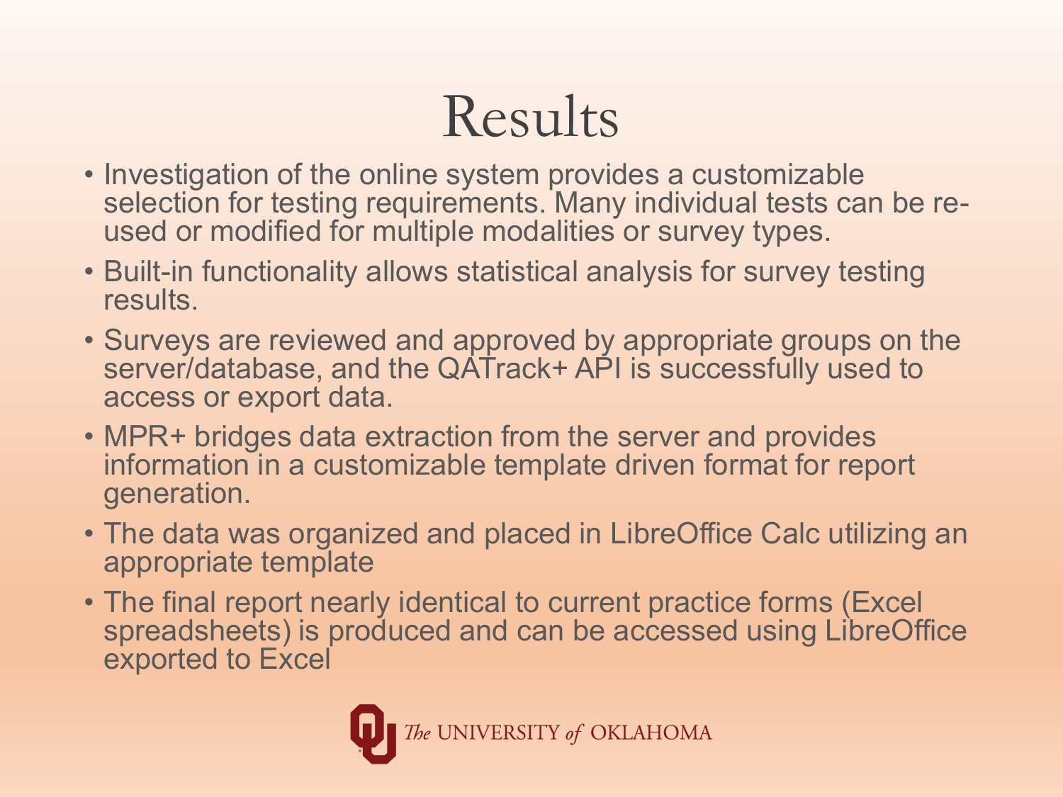# Results

- Investigation of the online system provides a customizable selection for testing requirements. Many individual tests can be re-used or modified for multiple modalities or survey types.
- Built-in functionality allows statistical analysis for survey testing results.
- Surveys are reviewed and approved by appropriate groups on the server/database, and the QATrack+ API is successfully used to access or export data.
- MPR+ bridges data extraction from the server and provides information in a customizable template driven format for report generation.
- The data was organized and placed in LibreOffice Calc utilizing an appropriate template
- The final report nearly identical to current practice forms (Excel spreadsheets) is produced and can be accessed using LibreOffice exported to Excel

The UNIVERSITY of OKLAHOMA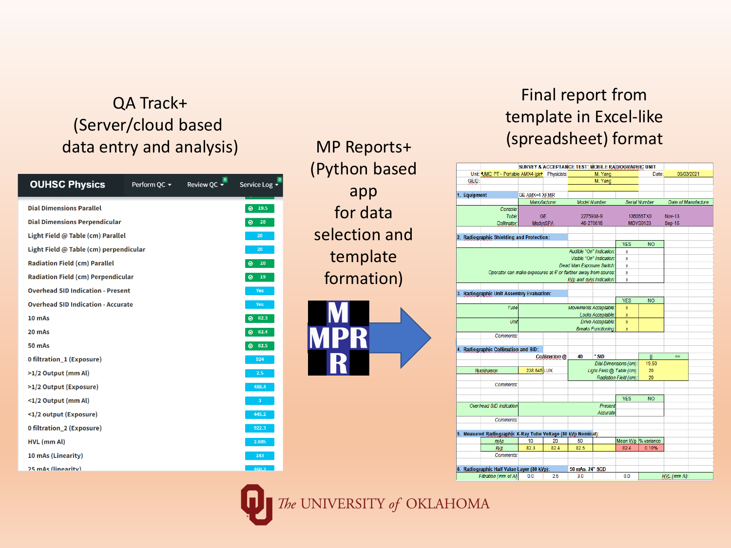QA Track+ (Server/cloud based data entry and analysis)

| OUHSC Physics | Perform QC | Review QC | Service Log |
|---|---|---|---|
| Dial Dimensions Parallel | 19.5 | | |
| Dial Dimensions Perpendicular | 20 | | |
| Light Field @ Table (cm) Parallel | 20 | | |
| Light Field @ Table (cm) perpendicular | 20 | | |
| Radiation Field (cm) Parallel | 20 | | |
| Radiation Field (cm) Perpendicular | 19 | | |
| Overhead SID Indication - Present | Yes | | |
| Overhead SID Indication - Accurate | Yes | | |
| 10 mAs | 82.3 | | |
| 20 mAs | 82.4 | | |
| 50 mAs | 82.5 | | |
| 0 filtration_1 (Exposure) | 924 | | |
| >1/2 Output (mm Al) | 2.5 | | |
| >1/2 Output (Exposure) | 488.4 | | |
| <1/2 Output (mm Al) | 3 | | |
| <1/2 output (Exposure) | 445.2 | | |
| 0 filtration_2 (Exposure) | 922.3 | | |
| HVL (mm Al) | 2.805 | | |
| 10 mAs (Linearity) | 183 | | |
| 25 mAs (linearity) | 460.3 | | |

MP Reports+ (Python based app for data selection and template formation)

MPR

Final report from template in Excel-like (spreadsheet) format

**SURVEY & ACCEPTANCE TEST: MOBILE RADIOGRAPHIC UNIT**

Unit: OUMC PT - Portable AMX4 (pri | Physicists: M. Yang, M. Yang | Date: 06/03/2021

GEID:

1. Equipment — GE AMX-4 XFMR

| | Manufacturer | Model Number | Serial Number | Date of Manufacture |
|---|---|---|---|---|
| Console: | | | | |
| Tube: | GE | 2275938-9 | 136065TX0 | Nov-13 |
| Collimator: | MedysSPA | 46-270615 | MDYS9123 | Sep-15 |

2. Radiographic Shielding and Protection:

| | YES | NO |
|---|---|---|
| Audible "On" Indication: | x | |
| Visible "On" Indication: | x | |
| Dead Man Exposure Switch: | x | |
| Operator can make exposures at 6' or farther away from source: | x | |
| kVp and mAs Indication: | x | |

3. Radiographic Unit Assembly Evaluation:

| | | YES | NO |
|---|---|---|---|
| Tube | Movements Acceptable: | x | |
| | Locks Acceptable: | x | |
| Unit | Drive Acceptable: | x | |
| | Breaks Functioning: | x | |

Comments:

4. Radiographic Collimation and SID:

Collimation @ 40 " SID

| | | ∥ | = |
|---|---|---|---|
| Illuminance: 238.645 LUX | Dial Dimensions (cm): | 19.50 | |
| | Light Field @ Table (cm): | 20 | |
| | Radiation Field (cm): | 20 | |

Comments:

| | | YES | NO |
|---|---|---|---|
| Overhead SID Indication | Present | | |
| | Accurate | | |

Comments:

5. Measured Radiographic X-Ray Tube Voltage (80 kVp Nominal):

| mAs | 10 | 20 | 50 | | Mean kVp | % variance |
|---|---|---|---|---|---|---|
| kVp | 82.3 | 82.4 | 82.5 | | 82.4 | 0.10% |

Comments:

6. Radiographic Half Value Layer (80 kVp): 50 mAs, 24" SCD

| Filtration (mm of Al) | 0.0 | 2.5 | 3.0 | 0.0 | HVL (mm Al): |
|---|---|---|---|---|---|

The UNIVERSITY of OKLAHOMA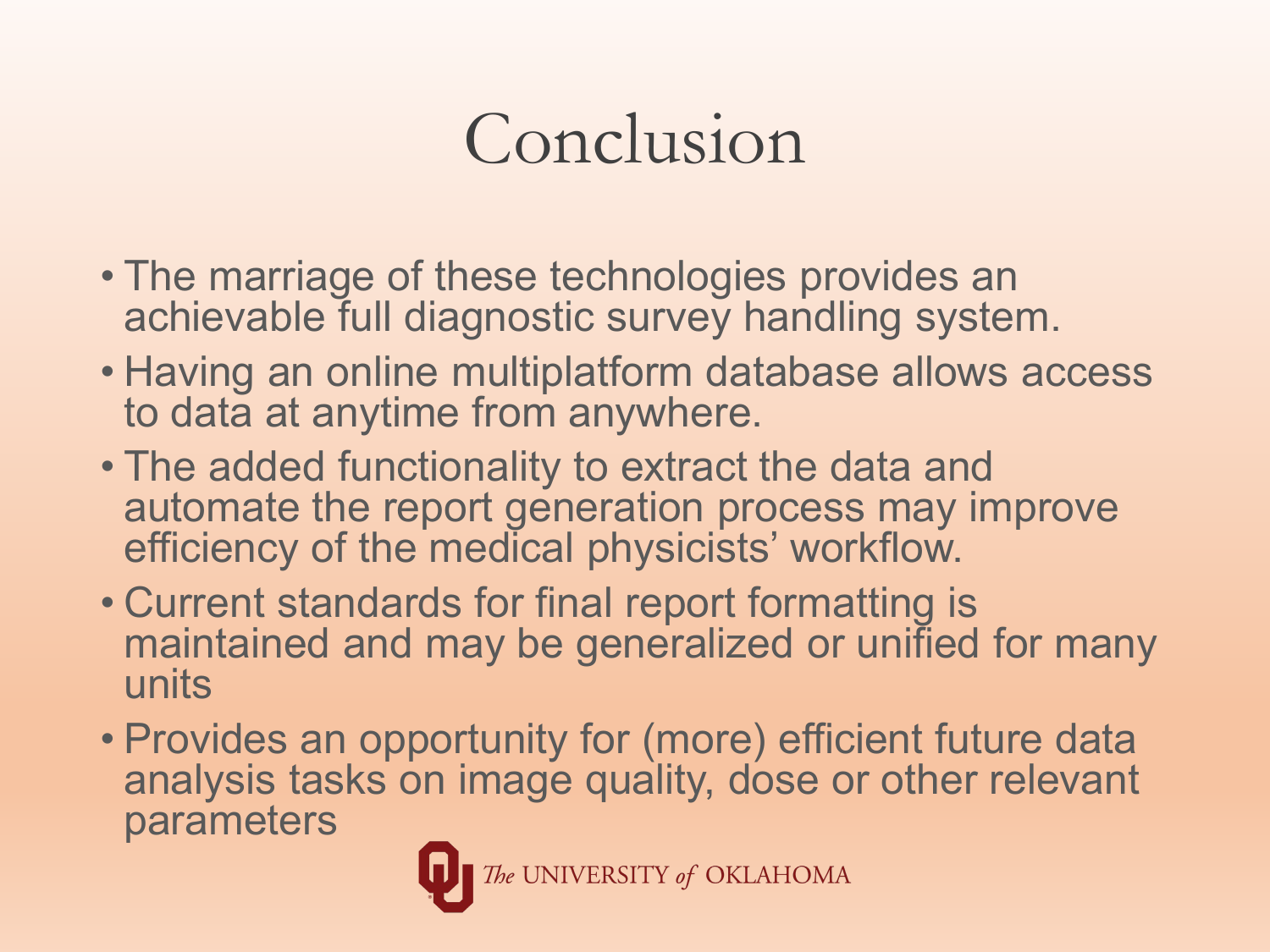# Conclusion

- The marriage of these technologies provides an achievable full diagnostic survey handling system.
- Having an online multiplatform database allows access to data at anytime from anywhere.
- The added functionality to extract the data and automate the report generation process may improve efficiency of the medical physicists' workflow.
- Current standards for final report formatting is maintained and may be generalized or unified for many units
- Provides an opportunity for (more) efficient future data analysis tasks on image quality, dose or other relevant parameters

The UNIVERSITY of OKLAHOMA